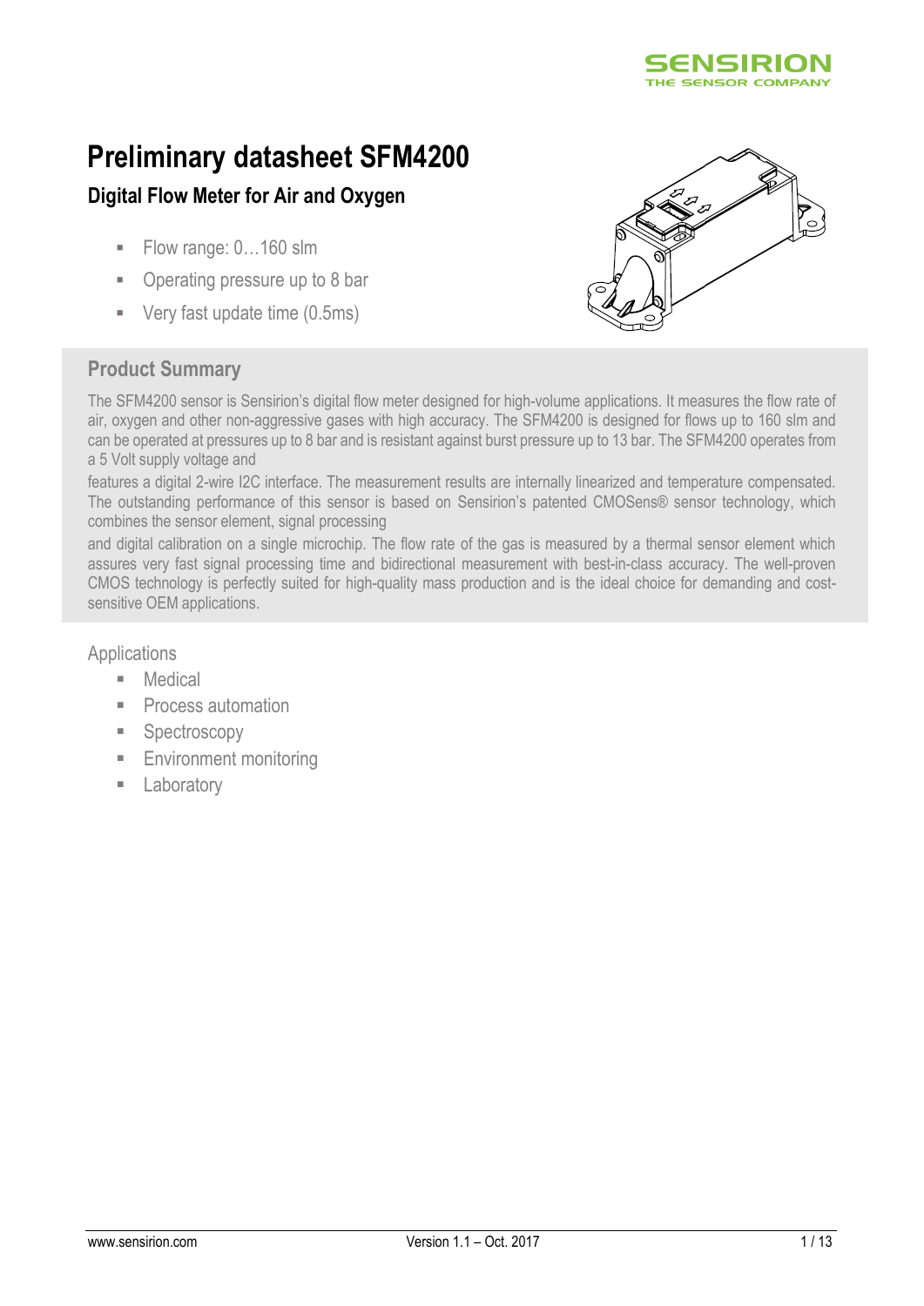# Preliminary datasheet SFM4200

## Digital Flow Meter for Air and Oxygen

- Flow range: 0…160 slm
- Operating pressure up to 8 bar
- Very fast update time (0.5ms)

## Product Summary

The SFM4200 sensor is Sensirion's digital flow meter designed for high-volume applications. It measures the flow rate of air, oxygen and other non-aggressive gases with high accuracy. The SFM4200 is designed for flows up to 160 slm and can be operated at pressures up to 8 bar and is resistant against burst pressure up to 13 bar. The SFM4200 operates from a 5 Volt supply voltage and

features a digital 2-wire I2C interface. The measurement results are internally linearized and temperature compensated. The outstanding performance of this sensor is based on Sensirion's patented CMOSens® sensor technology, which combines the sensor element, signal processing

and digital calibration on a single microchip. The flow rate of the gas is measured by a thermal sensor element which assures very fast signal processing time and bidirectional measurement with best-in-class accuracy. The well-proven CMOS technology is perfectly suited for high-quality mass production and is the ideal choice for demanding and cost-sensitive OEM applications.

Applications

- Medical
- Process automation
- Spectroscopy
- Environment monitoring
- Laboratory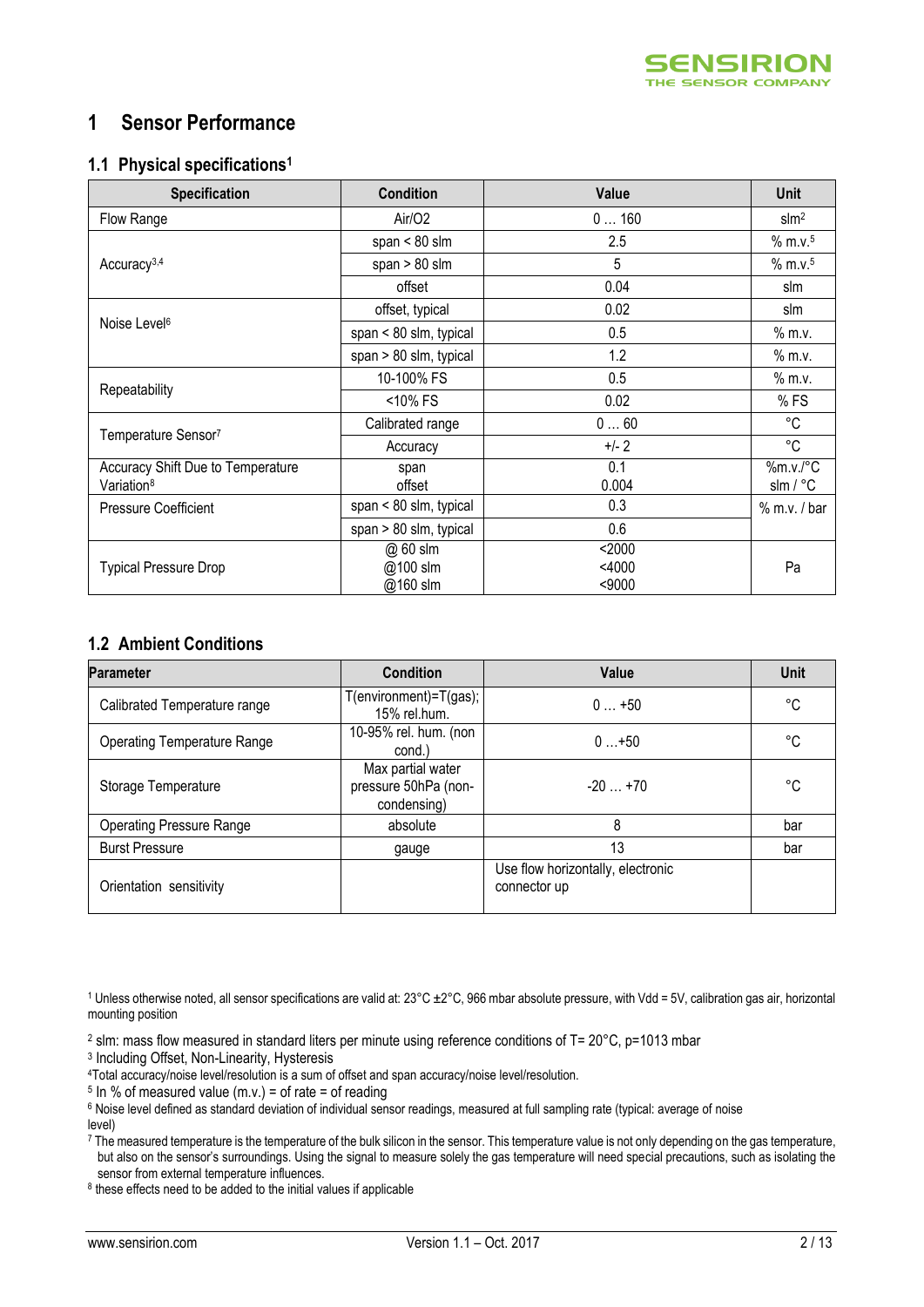# 1 Sensor Performance

## 1.1 Physical specifications[1]

| Specification | Condition | Value | Unit |
|---|---|---|---|
| Flow Range | Air/O2 | 0 … 160 | slm[2] |
| Accuracy[3,4] | span < 80 slm | 2.5 | % m.v.[5] |
| | span > 80 slm | 5 | % m.v.[5] |
| | offset | 0.04 | slm |
| Noise Level[6] | offset, typical | 0.02 | slm |
| | span < 80 slm, typical | 0.5 | % m.v. |
| | span > 80 slm, typical | 1.2 | % m.v. |
| Repeatability | 10-100% FS | 0.5 | % m.v. |
| | <10% FS | 0.02 | % FS |
| Temperature Sensor[7] | Calibrated range | 0 … 60 | °C |
| | Accuracy | +/- 2 | °C |
| Accuracy Shift Due to Temperature Variation[8] | span<br>offset | 0.1<br>0.004 | %m.v./°C<br>slm / °C |
| Pressure Coefficient | span < 80 slm, typical | 0.3 | % m.v. / bar |
| | span > 80 slm, typical | 0.6 | |
| Typical Pressure Drop | @ 60 slm<br>@100 slm<br>@160 slm | <2000<br><4000<br><9000 | Pa |

## 1.2 Ambient Conditions

| Parameter | Condition | Value | Unit |
|---|---|---|---|
| Calibrated Temperature range | T(environment)=T(gas); 15% rel.hum. | 0 … +50 | °C |
| Operating Temperature Range | 10-95% rel. hum. (non cond.) | 0 …+50 | °C |
| Storage Temperature | Max partial water pressure 50hPa (non-condensing) | -20 … +70 | °C |
| Operating Pressure Range | absolute | 8 | bar |
| Burst Pressure | gauge | 13 | bar |
| Orientation sensitivity | | Use flow horizontally, electronic connector up | |

[1] Unless otherwise noted, all sensor specifications are valid at: 23°C ±2°C, 966 mbar absolute pressure, with Vdd = 5V, calibration gas air, horizontal mounting position

[2] slm: mass flow measured in standard liters per minute using reference conditions of T= 20°C, p=1013 mbar

[3] Including Offset, Non-Linearity, Hysteresis

[4] Total accuracy/noise level/resolution is a sum of offset and span accuracy/noise level/resolution.

[5] In % of measured value (m.v.) = of rate = of reading

[6] Noise level defined as standard deviation of individual sensor readings, measured at full sampling rate (typical: average of noise level)

[7] The measured temperature is the temperature of the bulk silicon in the sensor. This temperature value is not only depending on the gas temperature, but also on the sensor's surroundings. Using the signal to measure solely the gas temperature will need special precautions, such as isolating the sensor from external temperature influences.

[8] these effects need to be added to the initial values if applicable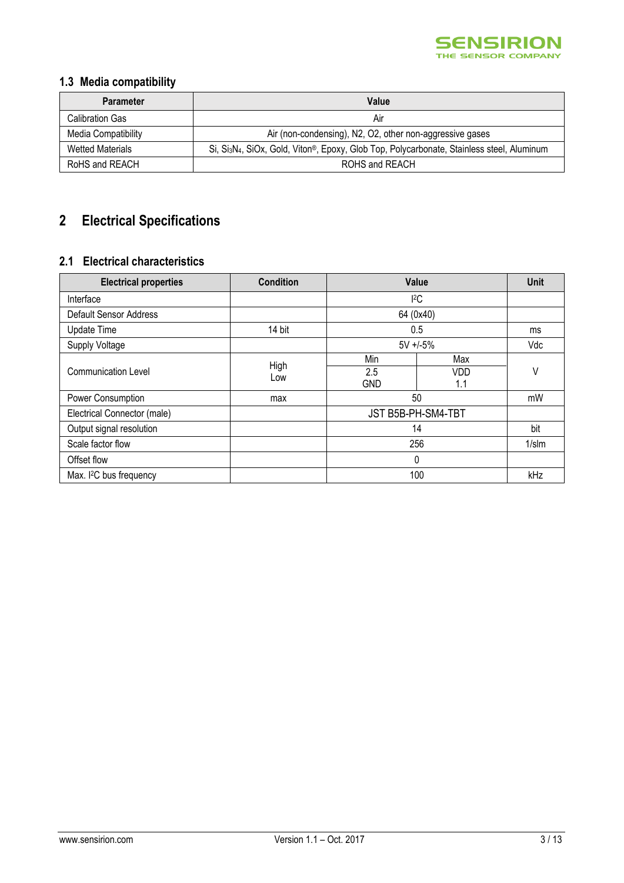### 1.3 Media compatibility

| Parameter | Value |
|---|---|
| Calibration Gas | Air |
| Media Compatibility | Air (non-condensing), N2, O2, other non-aggressive gases |
| Wetted Materials | Si, $Si_3N_4$, SiOx, Gold, Viton®, Epoxy, Glob Top, Polycarbonate, Stainless steel, Aluminum |
| RoHS and REACH | ROHS and REACH |

## 2 Electrical Specifications

### 2.1 Electrical characteristics

| Electrical properties | Condition | Value | | Unit |
|---|---|---|---|---|
| Interface | | I²C | | |
| Default Sensor Address | | 64 (0x40) | | |
| Update Time | 14 bit | 0.5 | | ms |
| Supply Voltage | | 5V +/-5% | | Vdc |
| Communication Level | | Min | Max | V |
| | High | 2.5 | VDD | V |
| | Low | GND | 1.1 | V |
| Power Consumption | max | 50 | | mW |
| Electrical Connector (male) | | JST B5B-PH-SM4-TBT | | |
| Output signal resolution | | 14 | | bit |
| Scale factor flow | | 256 | | 1/slm |
| Offset flow | | 0 | | |
| Max. I²C bus frequency | | 100 | | kHz |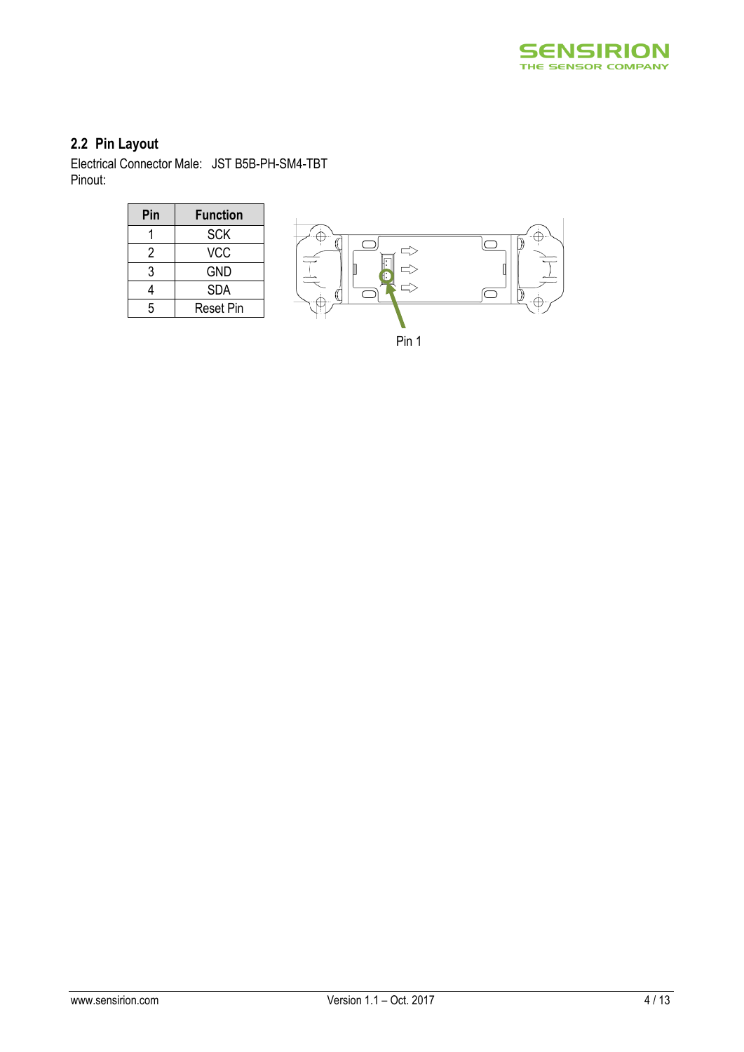## 2.2 Pin Layout

Electrical Connector Male: JST B5B-PH-SM4-TBT

Pinout:

| Pin | Function |
|---|---|
| 1 | SCK |
| 2 | VCC |
| 3 | GND |
| 4 | SDA |
| 5 | Reset Pin |

Pin 1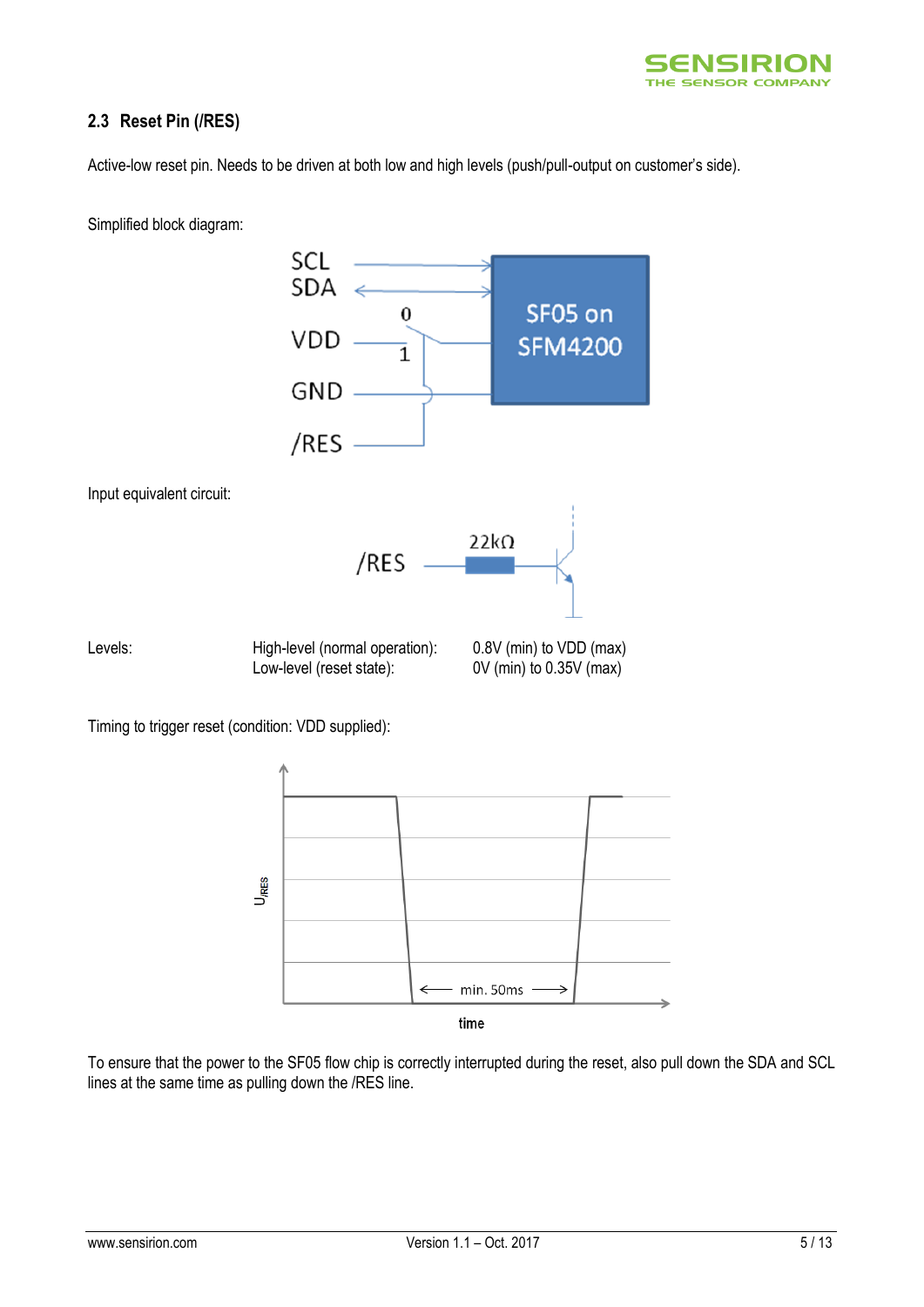## 2.3 Reset Pin (/RES)

Active-low reset pin. Needs to be driven at both low and high levels (push/pull-output on customer's side).

Simplified block diagram:

Input equivalent circuit:

| Levels: | High-level (normal operation): | 0.8V (min) to VDD (max) |
|---|---|---|
| | Low-level (reset state): | 0V (min) to 0.35V (max) |

Timing to trigger reset (condition: VDD supplied):

To ensure that the power to the SF05 flow chip is correctly interrupted during the reset, also pull down the SDA and SCL lines at the same time as pulling down the /RES line.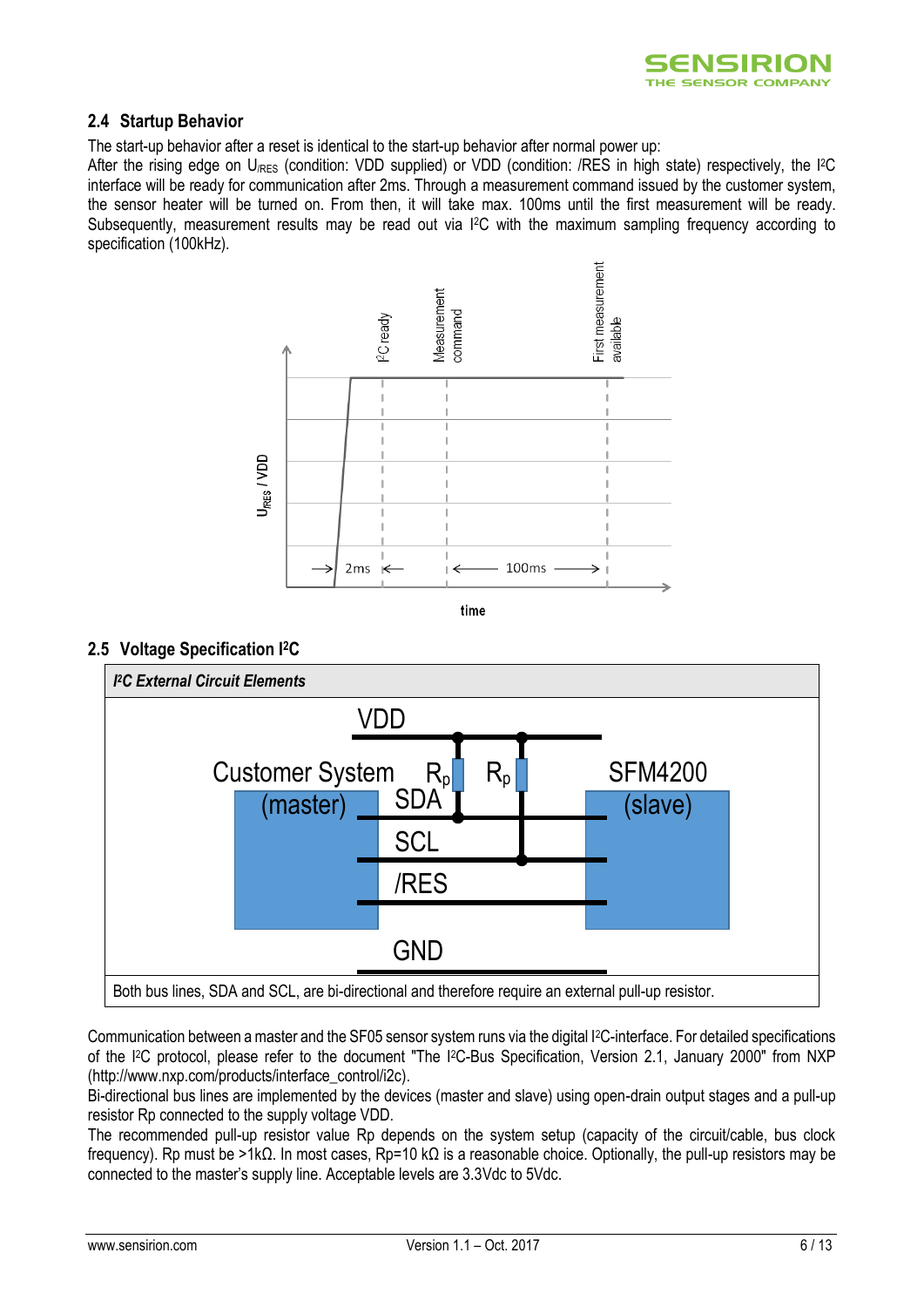## 2.4 Startup Behavior

The start-up behavior after a reset is identical to the start-up behavior after normal power up:
After the rising edge on $U_{/RES}$ (condition: VDD supplied) or VDD (condition: /RES in high state) respectively, the I²C interface will be ready for communication after 2ms. Through a measurement command issued by the customer system, the sensor heater will be turned on. From then, it will take max. 100ms until the first measurement will be ready. Subsequently, measurement results may be read out via I²C with the maximum sampling frequency according to specification (100kHz).

## 2.5 Voltage Specification I²C

| *I²C External Circuit Elements* |
|---|
| Both bus lines, SDA and SCL, are bi-directional and therefore require an external pull-up resistor. |

Communication between a master and the SF05 sensor system runs via the digital I²C-interface. For detailed specifications of the I²C protocol, please refer to the document "The I²C-Bus Specification, Version 2.1, January 2000" from NXP (http://www.nxp.com/products/interface_control/i2c).
Bi-directional bus lines are implemented by the devices (master and slave) using open-drain output stages and a pull-up resistor Rp connected to the supply voltage VDD.
The recommended pull-up resistor value Rp depends on the system setup (capacity of the circuit/cable, bus clock frequency). Rp must be >1kΩ. In most cases, Rp=10 kΩ is a reasonable choice. Optionally, the pull-up resistors may be connected to the master's supply line. Acceptable levels are 3.3Vdc to 5Vdc.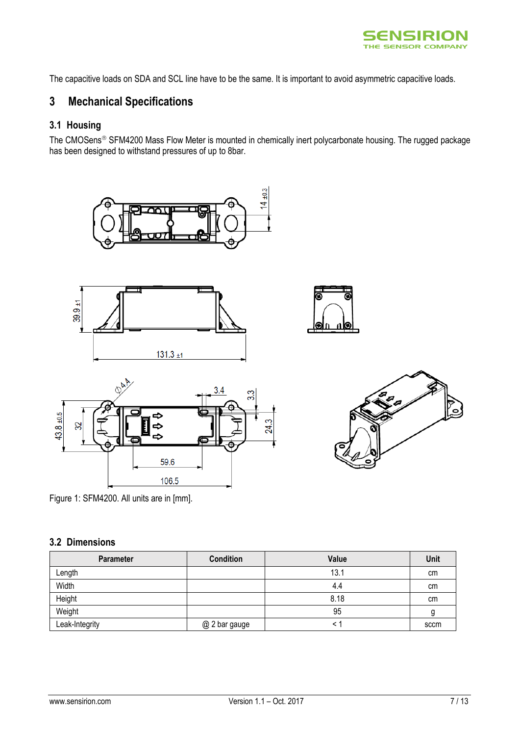The capacitive loads on SDA and SCL line have to be the same. It is important to avoid asymmetric capacitive loads.

# 3 Mechanical Specifications

## 3.1 Housing

The CMOSens® SFM4200 Mass Flow Meter is mounted in chemically inert polycarbonate housing. The rugged package has been designed to withstand pressures of up to 8bar.

Figure 1: SFM4200. All units are in [mm].

## 3.2 Dimensions

| Parameter | Condition | Value | Unit |
|---|---|---|---|
| Length | | 13.1 | cm |
| Width | | 4.4 | cm |
| Height | | 8.18 | cm |
| Weight | | 95 | g |
| Leak-Integrity | @ 2 bar gauge | < 1 | sccm |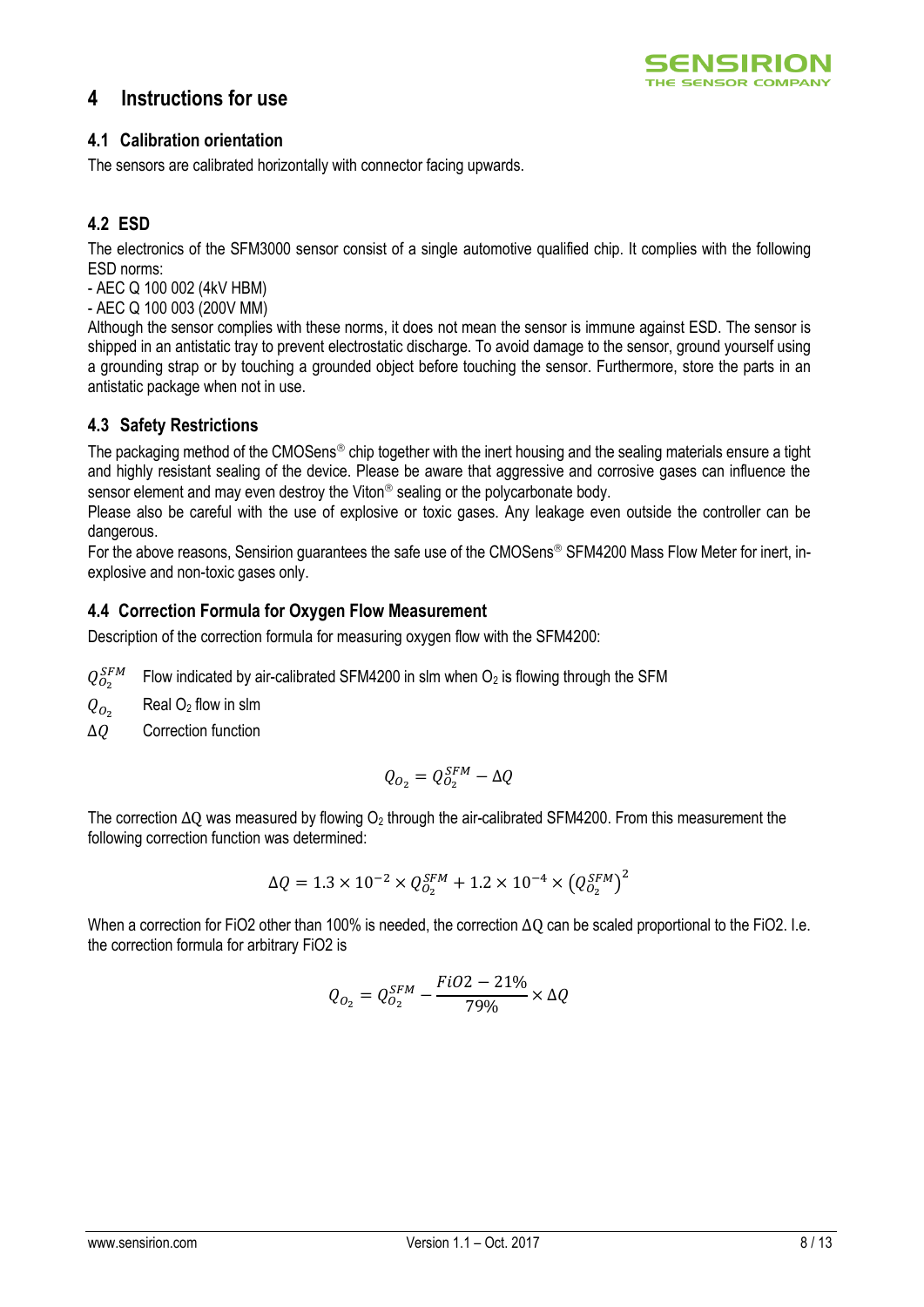# 4 Instructions for use

## 4.1 Calibration orientation

The sensors are calibrated horizontally with connector facing upwards.

## 4.2 ESD

The electronics of the SFM3000 sensor consist of a single automotive qualified chip. It complies with the following ESD norms:

- AEC Q 100 002 (4kV HBM)
- AEC Q 100 003 (200V MM)

Although the sensor complies with these norms, it does not mean the sensor is immune against ESD. The sensor is shipped in an antistatic tray to prevent electrostatic discharge. To avoid damage to the sensor, ground yourself using a grounding strap or by touching a grounded object before touching the sensor. Furthermore, store the parts in an antistatic package when not in use.

## 4.3 Safety Restrictions

The packaging method of the CMOSens® chip together with the inert housing and the sealing materials ensure a tight and highly resistant sealing of the device. Please be aware that aggressive and corrosive gases can influence the sensor element and may even destroy the Viton® sealing or the polycarbonate body.

Please also be careful with the use of explosive or toxic gases. Any leakage even outside the controller can be dangerous.

For the above reasons, Sensirion guarantees the safe use of the CMOSens® SFM4200 Mass Flow Meter for inert, in-explosive and non-toxic gases only.

## 4.4 Correction Formula for Oxygen Flow Measurement

Description of the correction formula for measuring oxygen flow with the SFM4200:

$Q_{O_2}^{SFM}$ Flow indicated by air-calibrated SFM4200 in slm when $O_2$ is flowing through the SFM

$Q_{O_2}$ Real $O_2$ flow in slm

$\Delta Q$ Correction function

$$Q_{O_2} = Q_{O_2}^{SFM} - \Delta Q$$

The correction ΔQ was measured by flowing $O_2$ through the air-calibrated SFM4200. From this measurement the following correction function was determined:

$$\Delta Q = 1.3 \times 10^{-2} \times Q_{O_2}^{SFM} + 1.2 \times 10^{-4} \times \left(Q_{O_2}^{SFM}\right)^2$$

When a correction for FiO2 other than 100% is needed, the correction ΔQ can be scaled proportional to the FiO2. I.e. the correction formula for arbitrary FiO2 is

$$Q_{O_2} = Q_{O_2}^{SFM} - \frac{FiO2 - 21\%}{79\%} \times \Delta Q$$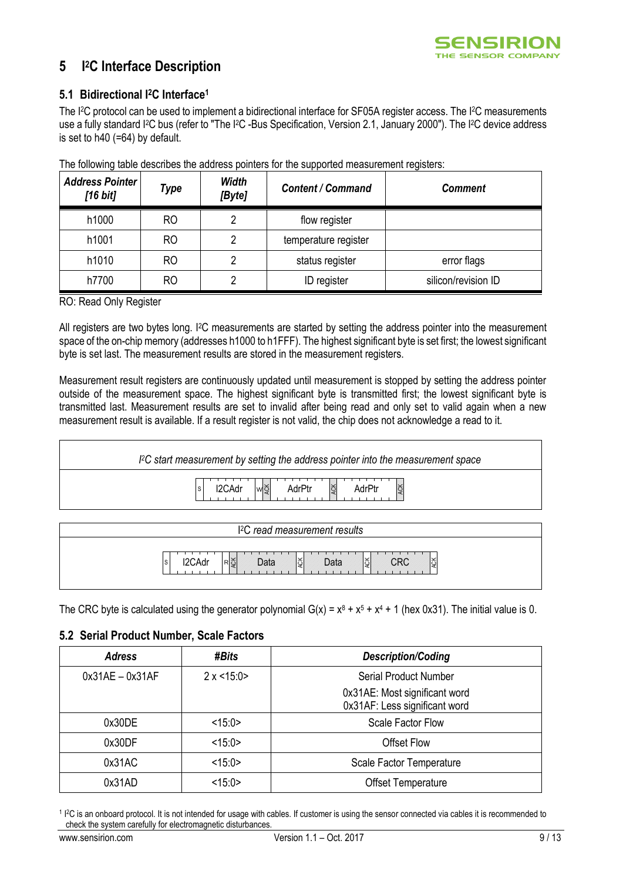## 5 I²C Interface Description

### 5.1 Bidirectional I²C Interface[1]

The I²C protocol can be used to implement a bidirectional interface for SF05A register access. The I²C measurements use a fully standard I²C bus (refer to "The I²C -Bus Specification, Version 2.1, January 2000"). The I²C device address is set to h40 (=64) by default.

The following table describes the address pointers for the supported measurement registers:

| ***Address Pointer [16 bit]*** | ***Type*** | ***Width [Byte]*** | ***Content / Command*** | ***Comment*** |
|---|---|---|---|---|
| h1000 | RO | 2 | flow register | |
| h1001 | RO | 2 | temperature register | |
| h1010 | RO | 2 | status register | error flags |
| h7700 | RO | 2 | ID register | silicon/revision ID |

RO: Read Only Register

All registers are two bytes long. I²C measurements are started by setting the address pointer into the measurement space of the on-chip memory (addresses h1000 to h1FFF). The highest significant byte is set first; the lowest significant byte is set last. The measurement results are stored in the measurement registers.

Measurement result registers are continuously updated until measurement is stopped by setting the address pointer outside of the measurement space. The highest significant byte is transmitted first; the lowest significant byte is transmitted last. Measurement results are set to invalid after being read and only set to valid again when a new measurement result is available. If a result register is not valid, the chip does not acknowledge a read to it.

| *I²C start measurement by setting the address pointer into the measurement space* |
|---|
| S \| I2CAdr \| W \| ACK \| AdrPtr \| ACK \| AdrPtr \| ACK |

| I²C *read measurement results* |
|---|
| S \| I2CAdr \| R \| ACK \| Data \| ACK \| Data \| ACK \| CRC \| ACK |

The CRC byte is calculated using the generator polynomial $G(x) = x^8 + x^5 + x^4 + 1$ (hex 0x31). The initial value is 0.

### 5.2 Serial Product Number, Scale Factors

| ***Adress*** | ***#Bits*** | ***Description/Coding*** |
|---|---|---|
| 0x31AE – 0x31AF | 2 x <15:0> | Serial Product Number<br>0x31AE: Most significant word<br>0x31AF: Less significant word |
| 0x30DE | <15:0> | Scale Factor Flow |
| 0x30DF | <15:0> | Offset Flow |
| 0x31AC | <15:0> | Scale Factor Temperature |
| 0x31AD | <15:0> | Offset Temperature |

[1] I²C is an onboard protocol. It is not intended for usage with cables. If customer is using the sensor connected via cables it is recommended to check the system carefully for electromagnetic disturbances.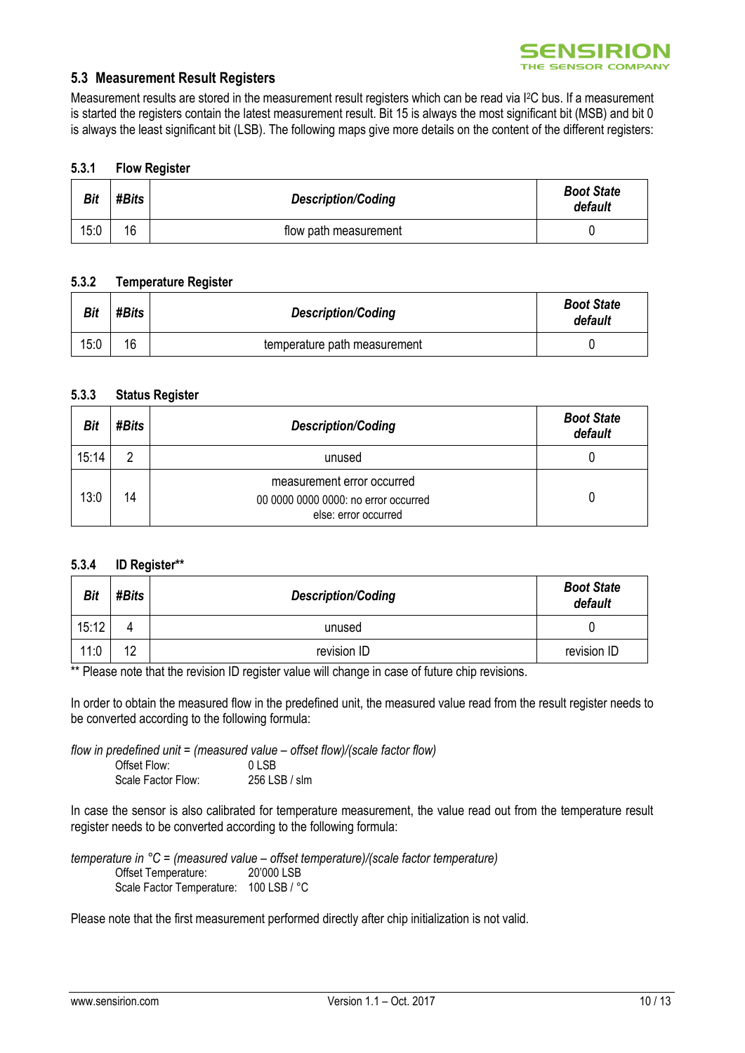## 5.3 Measurement Result Registers

Measurement results are stored in the measurement result registers which can be read via I²C bus. If a measurement is started the registers contain the latest measurement result. Bit 15 is always the most significant bit (MSB) and bit 0 is always the least significant bit (LSB). The following maps give more details on the content of the different registers:

### 5.3.1 Flow Register

| *Bit* | *#Bits* | *Description/Coding* | *Boot State default* |
|---|---|---|---|
| 15:0 | 16 | flow path measurement | 0 |

### 5.3.2 Temperature Register

| *Bit* | *#Bits* | *Description/Coding* | *Boot State default* |
|---|---|---|---|
| 15:0 | 16 | temperature path measurement | 0 |

### 5.3.3 Status Register

| *Bit* | *#Bits* | *Description/Coding* | *Boot State default* |
|---|---|---|---|
| 15:14 | 2 | unused | 0 |
| 13:0 | 14 | measurement error occurred<br>00 0000 0000 0000: no error occurred<br>else: error occurred | 0 |

### 5.3.4 ID Register**

| *Bit* | *#Bits* | *Description/Coding* | *Boot State default* |
|---|---|---|---|
| 15:12 | 4 | unused | 0 |
| 11:0 | 12 | revision ID | revision ID |

** Please note that the revision ID register value will change in case of future chip revisions.

In order to obtain the measured flow in the predefined unit, the measured value read from the result register needs to be converted according to the following formula:

*flow in predefined unit = (measured value – offset flow)/(scale factor flow)*

Offset Flow: 0 LSB
Scale Factor Flow: 256 LSB / slm

In case the sensor is also calibrated for temperature measurement, the value read out from the temperature result register needs to be converted according to the following formula:

*temperature in °C = (measured value – offset temperature)/(scale factor temperature)*

Offset Temperature: 20'000 LSB
Scale Factor Temperature: 100 LSB / °C

Please note that the first measurement performed directly after chip initialization is not valid.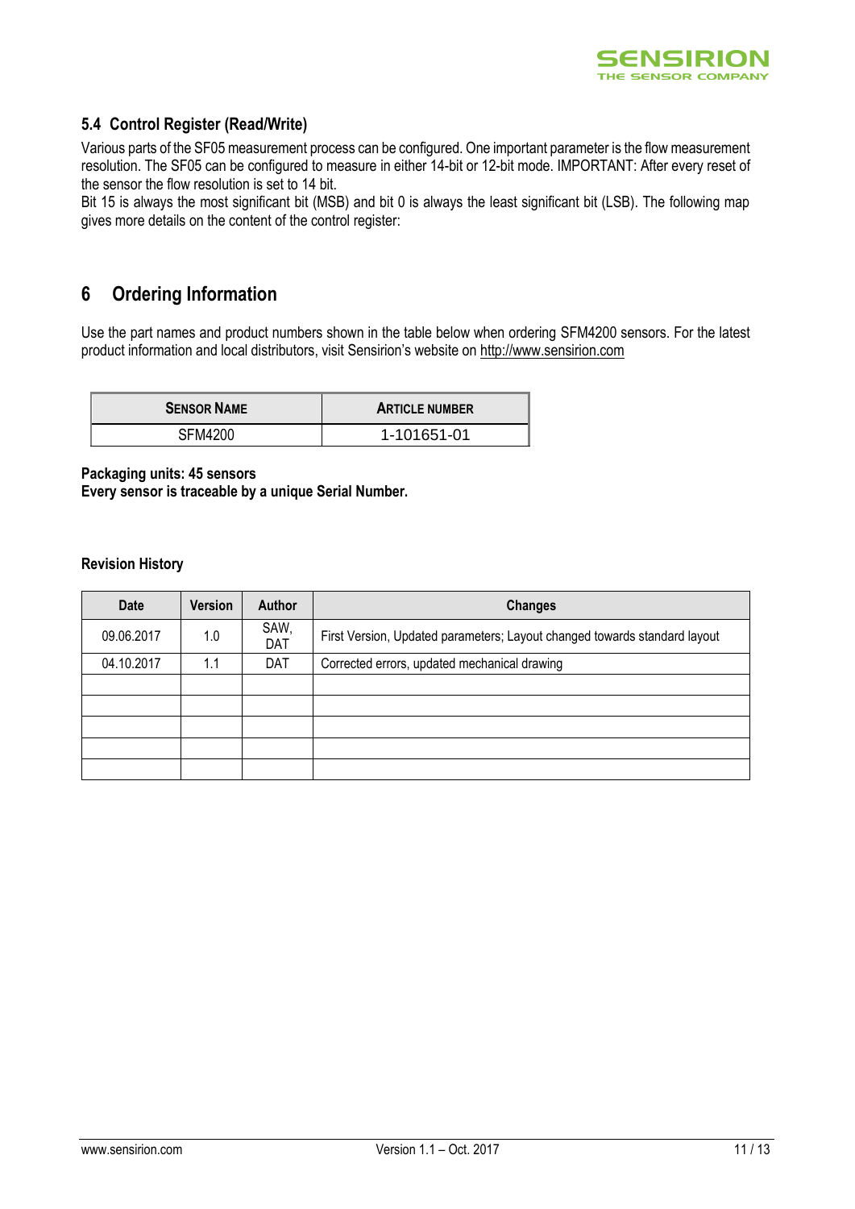### 5.4 Control Register (Read/Write)

Various parts of the SF05 measurement process can be configured. One important parameter is the flow measurement resolution. The SF05 can be configured to measure in either 14-bit or 12-bit mode. IMPORTANT: After every reset of the sensor the flow resolution is set to 14 bit.

Bit 15 is always the most significant bit (MSB) and bit 0 is always the least significant bit (LSB). The following map gives more details on the content of the control register:

## 6 Ordering Information

Use the part names and product numbers shown in the table below when ordering SFM4200 sensors. For the latest product information and local distributors, visit Sensirion's website on http://www.sensirion.com

| SENSOR NAME | ARTICLE NUMBER |
|---|---|
| SFM4200 | 1-101651-01 |

**Packaging units: 45 sensors**
**Every sensor is traceable by a unique Serial Number.**

**Revision History**

| Date | Version | Author | Changes |
|---|---|---|---|
| 09.06.2017 | 1.0 | SAW, DAT | First Version, Updated parameters; Layout changed towards standard layout |
| 04.10.2017 | 1.1 | DAT | Corrected errors, updated mechanical drawing |
| | | | |
| | | | |
| | | | |
| | | | |
| | | | |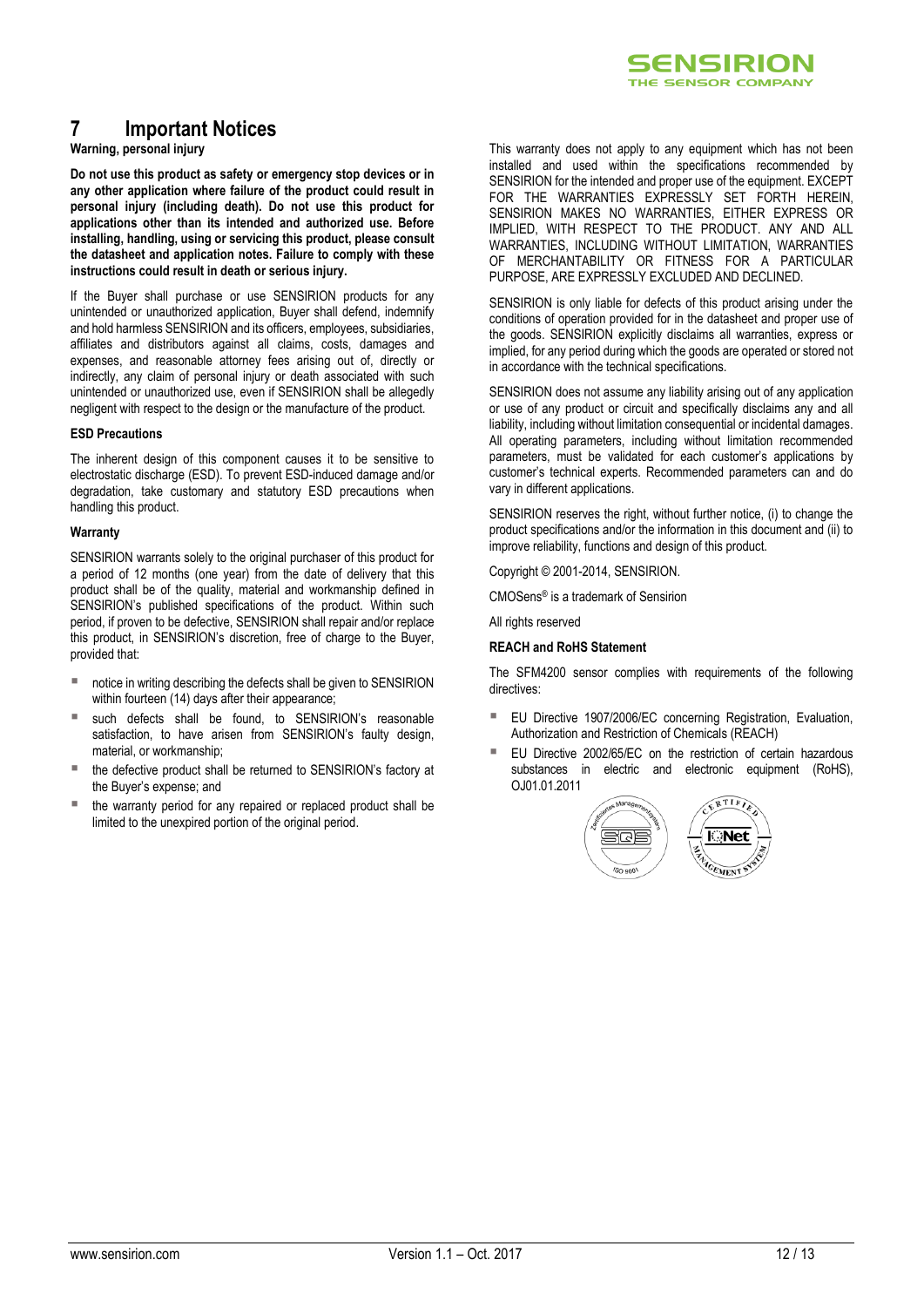# 7 Important Notices

**Warning, personal injury**

**Do not use this product as safety or emergency stop devices or in any other application where failure of the product could result in personal injury (including death). Do not use this product for applications other than its intended and authorized use. Before installing, handling, using or servicing this product, please consult the datasheet and application notes. Failure to comply with these instructions could result in death or serious injury.**

If the Buyer shall purchase or use SENSIRION products for any unintended or unauthorized application, Buyer shall defend, indemnify and hold harmless SENSIRION and its officers, employees, subsidiaries, affiliates and distributors against all claims, costs, damages and expenses, and reasonable attorney fees arising out of, directly or indirectly, any claim of personal injury or death associated with such unintended or unauthorized use, even if SENSIRION shall be allegedly negligent with respect to the design or the manufacture of the product.

**ESD Precautions**

The inherent design of this component causes it to be sensitive to electrostatic discharge (ESD). To prevent ESD-induced damage and/or degradation, take customary and statutory ESD precautions when handling this product.

**Warranty**

SENSIRION warrants solely to the original purchaser of this product for a period of 12 months (one year) from the date of delivery that this product shall be of the quality, material and workmanship defined in SENSIRION's published specifications of the product. Within such period, if proven to be defective, SENSIRION shall repair and/or replace this product, in SENSIRION's discretion, free of charge to the Buyer, provided that:

- notice in writing describing the defects shall be given to SENSIRION within fourteen (14) days after their appearance;
- such defects shall be found, to SENSIRION's reasonable satisfaction, to have arisen from SENSIRION's faulty design, material, or workmanship;
- the defective product shall be returned to SENSIRION's factory at the Buyer's expense; and
- the warranty period for any repaired or replaced product shall be limited to the unexpired portion of the original period.

This warranty does not apply to any equipment which has not been installed and used within the specifications recommended by SENSIRION for the intended and proper use of the equipment. EXCEPT FOR THE WARRANTIES EXPRESSLY SET FORTH HEREIN, SENSIRION MAKES NO WARRANTIES, EITHER EXPRESS OR IMPLIED, WITH RESPECT TO THE PRODUCT. ANY AND ALL WARRANTIES, INCLUDING WITHOUT LIMITATION, WARRANTIES OF MERCHANTABILITY OR FITNESS FOR A PARTICULAR PURPOSE, ARE EXPRESSLY EXCLUDED AND DECLINED.

SENSIRION is only liable for defects of this product arising under the conditions of operation provided for in the datasheet and proper use of the goods. SENSIRION explicitly disclaims all warranties, express or implied, for any period during which the goods are operated or stored not in accordance with the technical specifications.

SENSIRION does not assume any liability arising out of any application or use of any product or circuit and specifically disclaims any and all liability, including without limitation consequential or incidental damages. All operating parameters, including without limitation recommended parameters, must be validated for each customer's applications by customer's technical experts. Recommended parameters can and do vary in different applications.

SENSIRION reserves the right, without further notice, (i) to change the product specifications and/or the information in this document and (ii) to improve reliability, functions and design of this product.

Copyright © 2001-2014, SENSIRION.

CMOSens® is a trademark of Sensirion

All rights reserved

**REACH and RoHS Statement**

The SFM4200 sensor complies with requirements of the following directives:

- EU Directive 1907/2006/EC concerning Registration, Evaluation, Authorization and Restriction of Chemicals (REACH)
- EU Directive 2002/65/EC on the restriction of certain hazardous substances in electric and electronic equipment (RoHS), OJ01.01.2011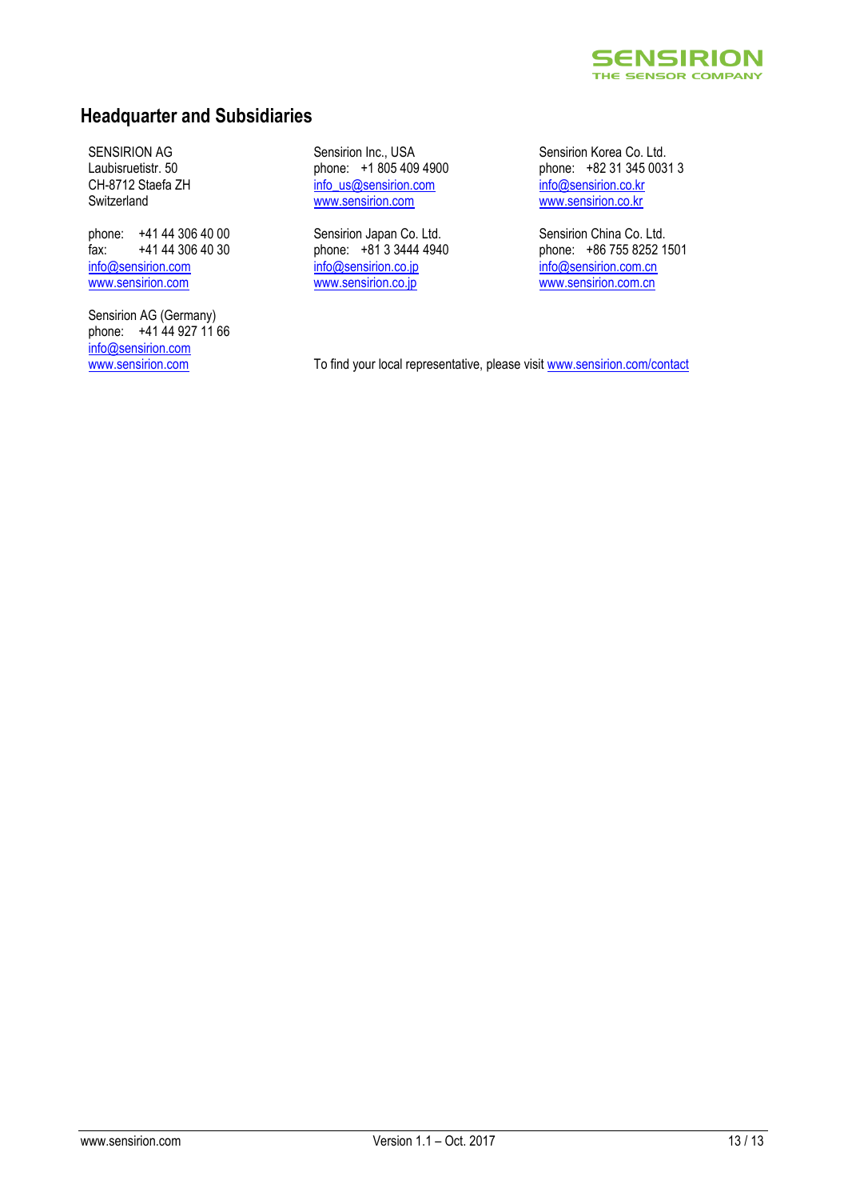## Headquarter and Subsidiaries

SENSIRION AG
Laubisruetistr. 50
CH-8712 Staefa ZH
Switzerland

phone: +41 44 306 40 00
fax: +41 44 306 40 30
info@sensirion.com
www.sensirion.com

Sensirion AG (Germany)
phone: +41 44 927 11 66
info@sensirion.com
www.sensirion.com

Sensirion Inc., USA
phone: +1 805 409 4900
info_us@sensirion.com
www.sensirion.com

Sensirion Japan Co. Ltd.
phone: +81 3 3444 4940
info@sensirion.co.jp
www.sensirion.co.jp

Sensirion Korea Co. Ltd.
phone: +82 31 345 0031 3
info@sensirion.co.kr
www.sensirion.co.kr

Sensirion China Co. Ltd.
phone: +86 755 8252 1501
info@sensirion.com.cn
www.sensirion.com.cn

To find your local representative, please visit www.sensirion.com/contact